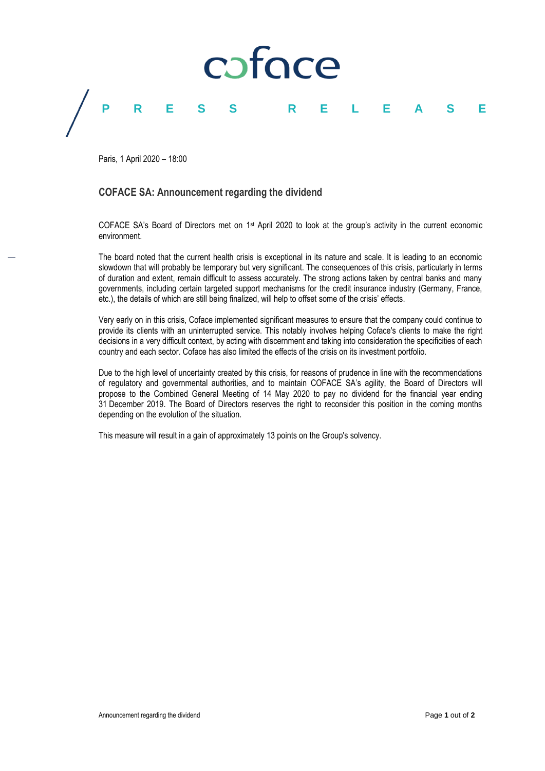coface

**PRESS RELEASE**

Paris, 1 April 2020 – 18:00

## COFACE SA: Announcement regarding the dividend

COFACE SA's Board of Directors met on 1st April 2020 to look at the group's activity in the current economic environment.

The board noted that the current health crisis is exceptional in its nature and scale. It is leading to an economic slowdown that will probably be temporary but very significant. The consequences of this crisis, particularly in terms of duration and extent, remain difficult to assess accurately. The strong actions taken by central banks and many governments, including certain targeted support mechanisms for the credit insurance industry (Germany, France, etc.), the details of which are still being finalized, will help to offset some of the crisis' effects.

Very early on in this crisis, Coface implemented significant measures to ensure that the company could continue to provide its clients with an uninterrupted service. This notably involves helping Coface's clients to make the right decisions in a very difficult context, by acting with discernment and taking into consideration the specificities of each country and each sector. Coface has also limited the effects of the crisis on its investment portfolio.

Due to the high level of uncertainty created by this crisis, for reasons of prudence in line with the recommendations of regulatory and governmental authorities, and to maintain COFACE SA's agility, the Board of Directors will propose to the Combined General Meeting of 14 May 2020 to pay no dividend for the financial year ending 31 December 2019. The Board of Directors reserves the right to reconsider this position in the coming months depending on the evolution of the situation.

This measure will result in a gain of approximately 13 points on the Group's solvency.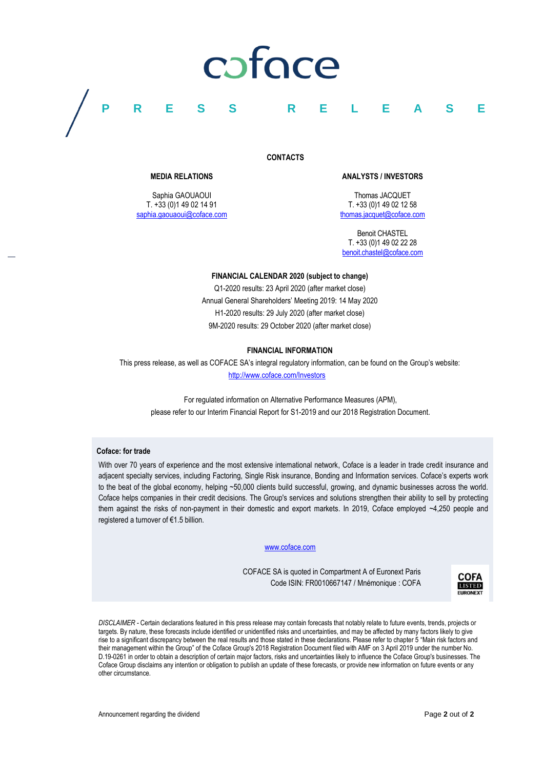# PRESS RELEASE

## CONTACTS

**MEDIA RELATIONS**

Saphia GAOUAOUI
T. +33 (0)1 49 02 14 91
saphia.gaouaoui@coface.com

**ANALYSTS / INVESTORS**

Thomas JACQUET
T. +33 (0)1 49 02 12 58
thomas.jacquet@coface.com

Benoit CHASTEL
T. +33 (0)1 49 02 22 28
benoit.chastel@coface.com

**FINANCIAL CALENDAR 2020 (subject to change)**

Q1-2020 results: 23 April 2020 (after market close)
Annual General Shareholders' Meeting 2019: 14 May 2020
H1-2020 results: 29 July 2020 (after market close)
9M-2020 results: 29 October 2020 (after market close)

**FINANCIAL INFORMATION**

This press release, as well as COFACE SA's integral regulatory information, can be found on the Group's website: http://www.coface.com/Investors

For regulated information on Alternative Performance Measures (APM), please refer to our Interim Financial Report for S1-2019 and our 2018 Registration Document.

**Coface: for trade**

With over 70 years of experience and the most extensive international network, Coface is a leader in trade credit insurance and adjacent specialty services, including Factoring, Single Risk insurance, Bonding and Information services. Coface's experts work to the beat of the global economy, helping ~50,000 clients build successful, growing, and dynamic businesses across the world. Coface helps companies in their credit decisions. The Group's services and solutions strengthen their ability to sell by protecting them against the risks of non-payment in their domestic and export markets. In 2019, Coface employed ~4,250 people and registered a turnover of €1.5 billion.

www.coface.com

COFACE SA is quoted in Compartment A of Euronext Paris
Code ISIN: FR0010667147 / Mnémonique : COFA

*DISCLAIMER* - Certain declarations featured in this press release may contain forecasts that notably relate to future events, trends, projects or targets. By nature, these forecasts include identified or unidentified risks and uncertainties, and may be affected by many factors likely to give rise to a significant discrepancy between the real results and those stated in these declarations. Please refer to chapter 5 "Main risk factors and their management within the Group" of the Coface Group's 2018 Registration Document filed with AMF on 3 April 2019 under the number No. D.19-0261 in order to obtain a description of certain major factors, risks and uncertainties likely to influence the Coface Group's businesses. The Coface Group disclaims any intention or obligation to publish an update of these forecasts, or provide new information on future events or any other circumstance.